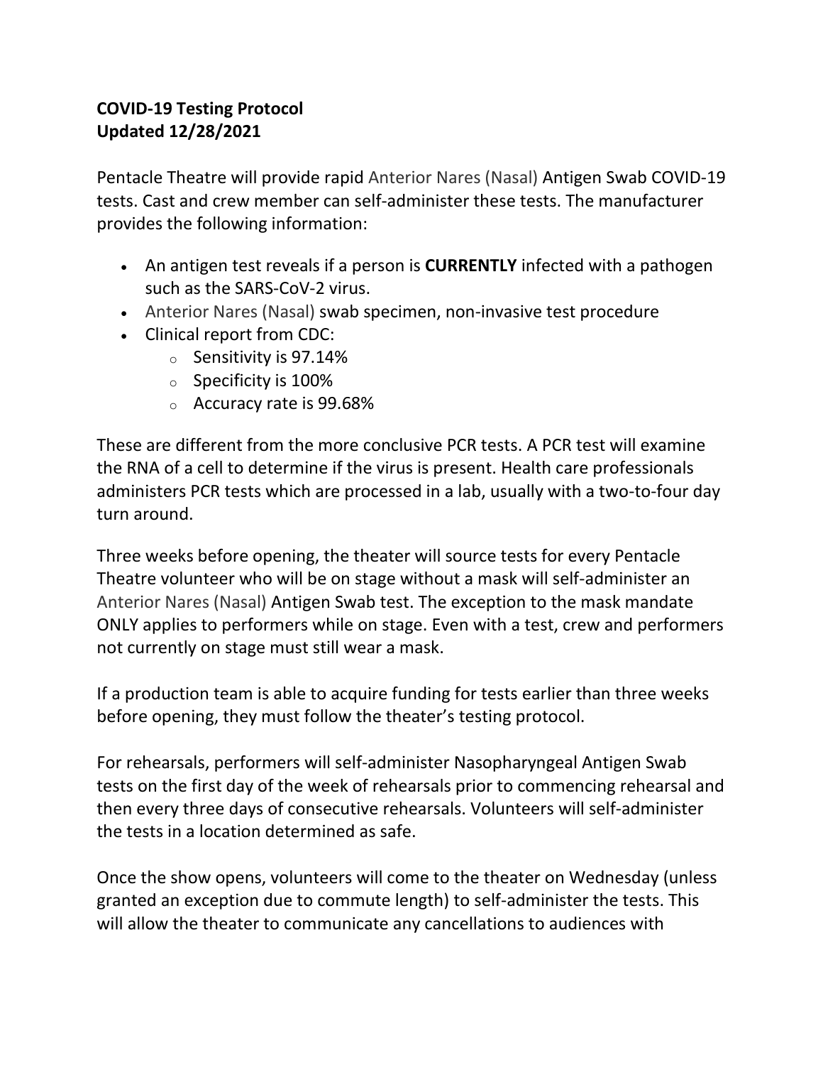**COVID-19 Testing Protocol**
**Updated 12/28/2021**

Pentacle Theatre will provide rapid Anterior Nares (Nasal) Antigen Swab COVID-19 tests. Cast and crew member can self-administer these tests. The manufacturer provides the following information:

- An antigen test reveals if a person is **CURRENTLY** infected with a pathogen such as the SARS-CoV-2 virus.
- Anterior Nares (Nasal) swab specimen, non-invasive test procedure
- Clinical report from CDC:
    - Sensitivity is 97.14%
    - Specificity is 100%
    - Accuracy rate is 99.68%

These are different from the more conclusive PCR tests. A PCR test will examine the RNA of a cell to determine if the virus is present. Health care professionals administers PCR tests which are processed in a lab, usually with a two-to-four day turn around.

Three weeks before opening, the theater will source tests for every Pentacle Theatre volunteer who will be on stage without a mask will self-administer an Anterior Nares (Nasal) Antigen Swab test. The exception to the mask mandate ONLY applies to performers while on stage. Even with a test, crew and performers not currently on stage must still wear a mask.

If a production team is able to acquire funding for tests earlier than three weeks before opening, they must follow the theater's testing protocol.

For rehearsals, performers will self-administer Nasopharyngeal Antigen Swab tests on the first day of the week of rehearsals prior to commencing rehearsal and then every three days of consecutive rehearsals. Volunteers will self-administer the tests in a location determined as safe.

Once the show opens, volunteers will come to the theater on Wednesday (unless granted an exception due to commute length) to self-administer the tests. This will allow the theater to communicate any cancellations to audiences with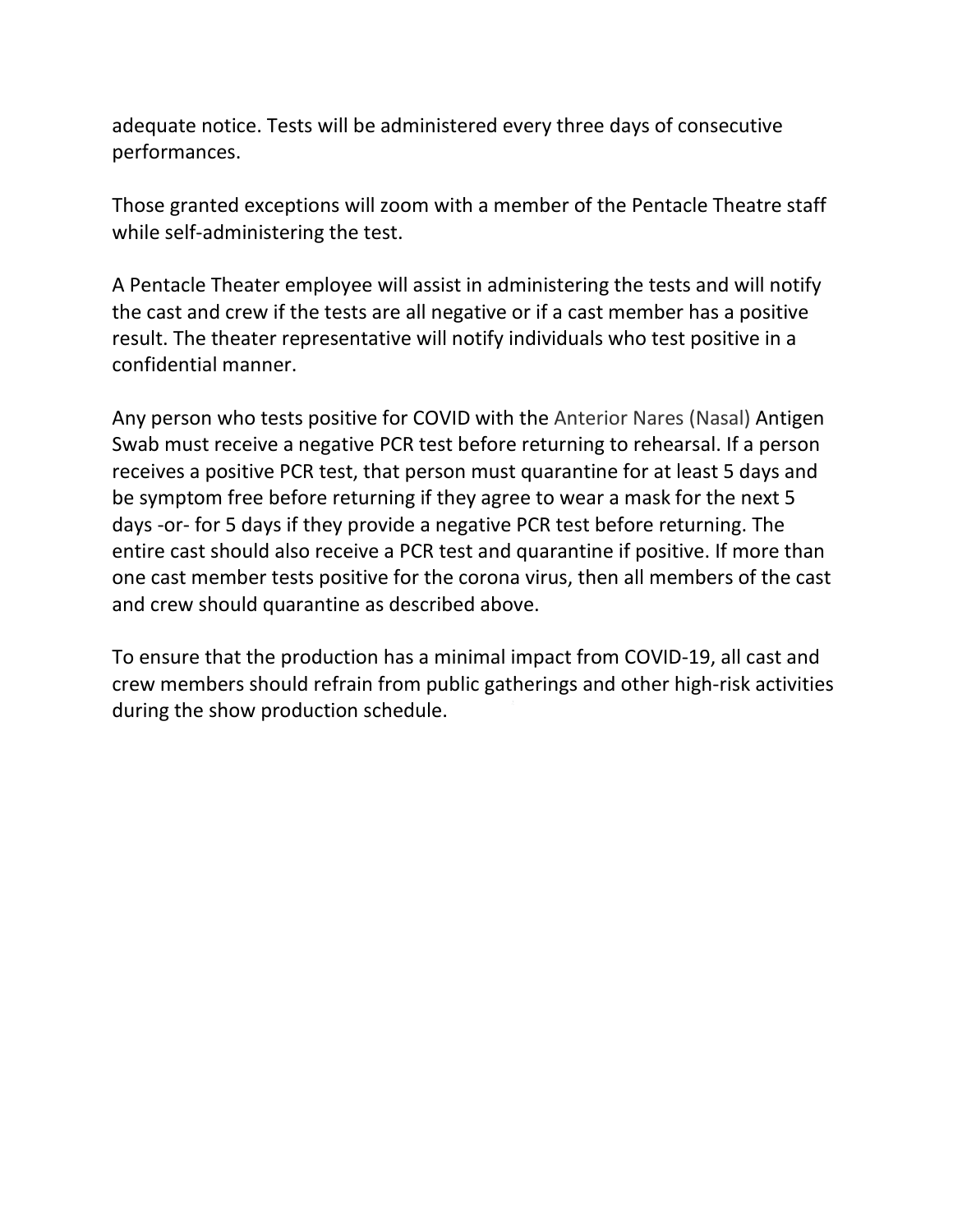adequate notice. Tests will be administered every three days of consecutive performances.

Those granted exceptions will zoom with a member of the Pentacle Theatre staff while self-administering the test.

A Pentacle Theater employee will assist in administering the tests and will notify the cast and crew if the tests are all negative or if a cast member has a positive result. The theater representative will notify individuals who test positive in a confidential manner.

Any person who tests positive for COVID with the Anterior Nares (Nasal) Antigen Swab must receive a negative PCR test before returning to rehearsal. If a person receives a positive PCR test, that person must quarantine for at least 5 days and be symptom free before returning if they agree to wear a mask for the next 5 days -or- for 5 days if they provide a negative PCR test before returning. The entire cast should also receive a PCR test and quarantine if positive. If more than one cast member tests positive for the corona virus, then all members of the cast and crew should quarantine as described above.

To ensure that the production has a minimal impact from COVID-19, all cast and crew members should refrain from public gatherings and other high-risk activities during the show production schedule.